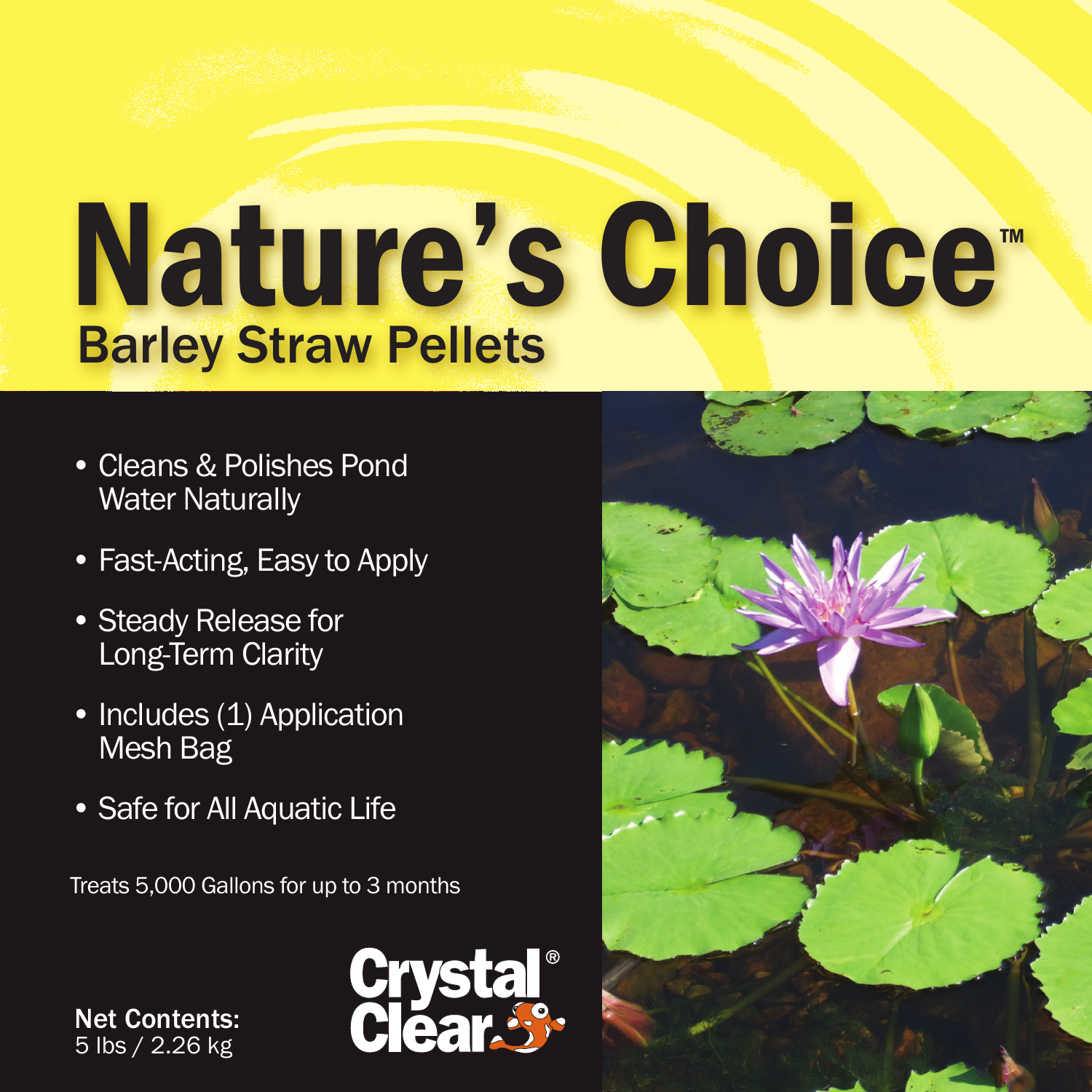# Nature's Choice™

## Barley Straw Pellets

- Cleans & Polishes Pond Water Naturally
- Fast-Acting, Easy to Apply
- Steady Release for Long-Term Clarity
- Includes (1) Application Mesh Bag
- Safe for All Aquatic Life

Treats 5,000 Gallons for up to 3 months

**Net Contents:**
5 lbs / 2.26 kg

Crystal Clear®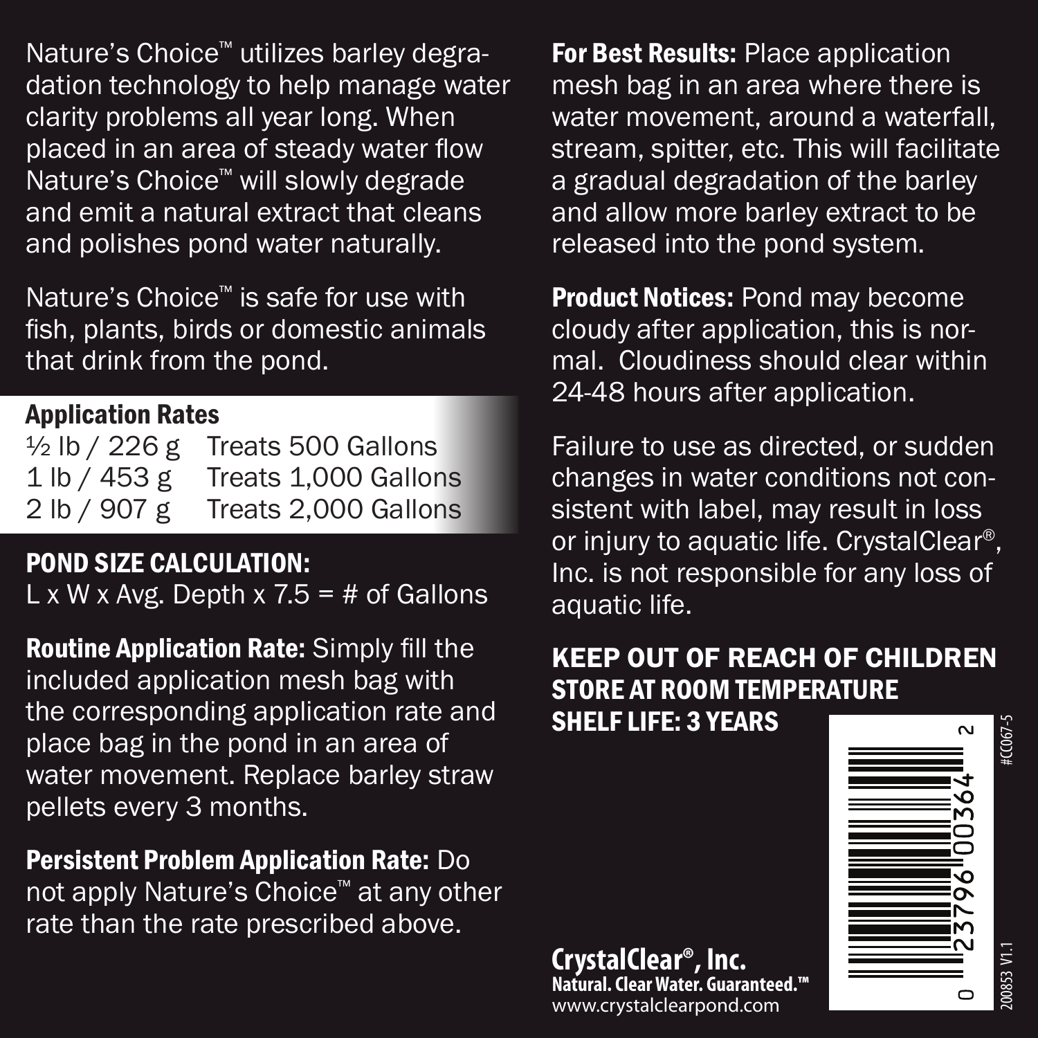Nature's Choice™ utilizes barley degradation technology to help manage water clarity problems all year long. When placed in an area of steady water flow Nature's Choice™ will slowly degrade and emit a natural extract that cleans and polishes pond water naturally.

Nature's Choice™ is safe for use with fish, plants, birds or domestic animals that drink from the pond.

**Application Rates**

| | |
|---|---|
| ½ lb / 226 g | Treats 500 Gallons |
| 1 lb / 453 g | Treats 1,000 Gallons |
| 2 lb / 907 g | Treats 2,000 Gallons |

**POND SIZE CALCULATION:**
L x W x Avg. Depth x 7.5 = # of Gallons

**Routine Application Rate:** Simply fill the included application mesh bag with the corresponding application rate and place bag in the pond in an area of water movement. Replace barley straw pellets every 3 months.

**Persistent Problem Application Rate:** Do not apply Nature's Choice™ at any other rate than the rate prescribed above.

**For Best Results:** Place application mesh bag in an area where there is water movement, around a waterfall, stream, spitter, etc. This will facilitate a gradual degradation of the barley and allow more barley extract to be released into the pond system.

**Product Notices:** Pond may become cloudy after application, this is normal. Cloudiness should clear within 24-48 hours after application.

Failure to use as directed, or sudden changes in water conditions not consistent with label, may result in loss or injury to aquatic life. CrystalClear®, Inc. is not responsible for any loss of aquatic life.

**KEEP OUT OF REACH OF CHILDREN**
**STORE AT ROOM TEMPERATURE**
**SHELF LIFE: 3 YEARS**

0 23796 00364 2

#CC067-5

200853 V1.1

**CrystalClear®, Inc.**
**Natural. Clear Water. Guaranteed.™**
www.crystalclearpond.com